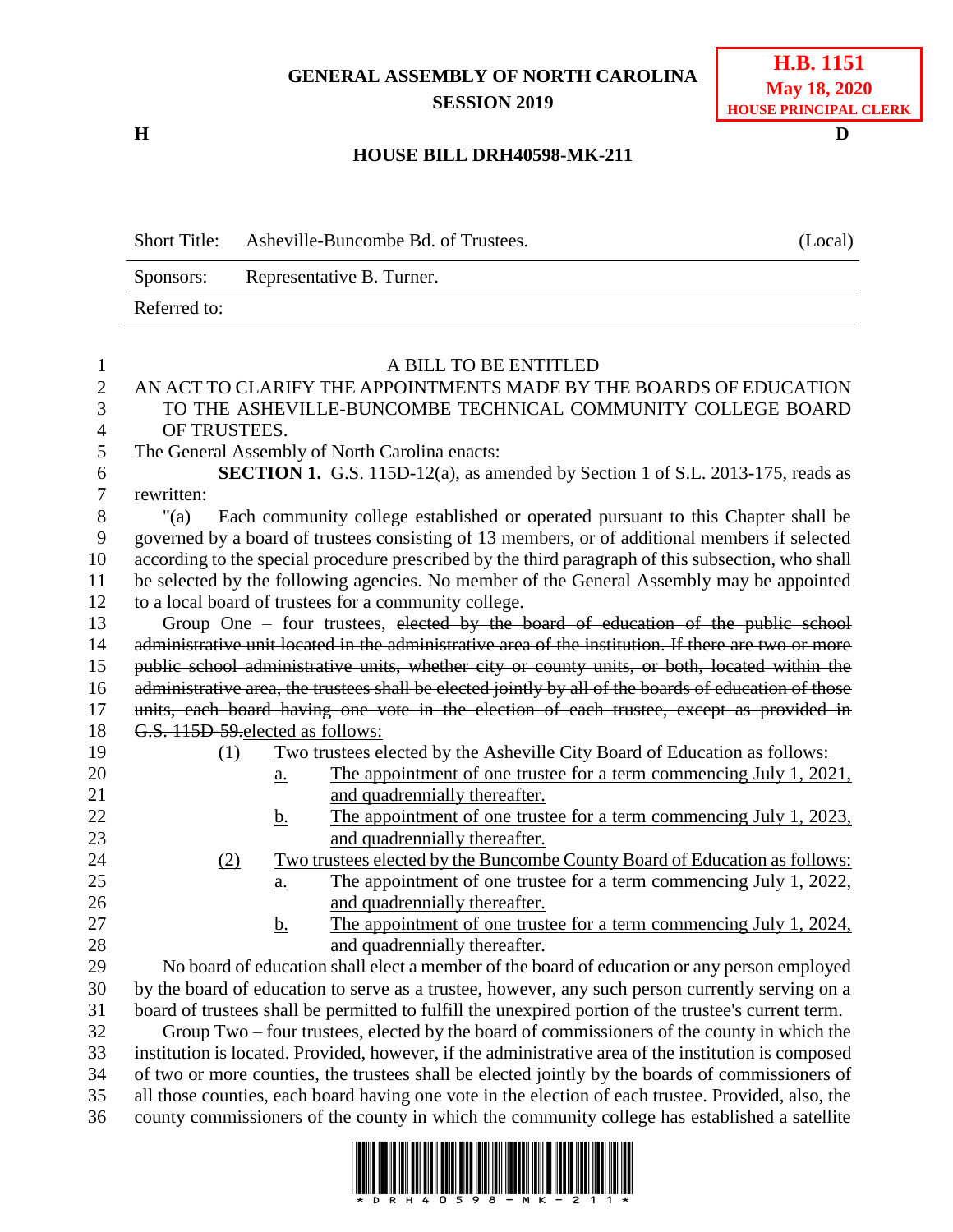**GENERAL ASSEMBLY OF NORTH CAROLINA**
**SESSION 2019**

**H.B. 1151**
**May 18, 2020**
**HOUSE PRINCIPAL CLERK**

**H** **D**

**HOUSE BILL DRH40598-MK-211**

| | | |
|---|---|---|
| Short Title: | Asheville-Buncombe Bd. of Trustees. | (Local) |
| Sponsors: | Representative B. Turner. | |
| Referred to: | | |

A BILL TO BE ENTITLED

AN ACT TO CLARIFY THE APPOINTMENTS MADE BY THE BOARDS OF EDUCATION TO THE ASHEVILLE-BUNCOMBE TECHNICAL COMMUNITY COLLEGE BOARD OF TRUSTEES.

The General Assembly of North Carolina enacts:

**SECTION 1.** G.S. 115D-12(a), as amended by Section 1 of S.L. 2013-175, reads as rewritten:

"(a) Each community college established or operated pursuant to this Chapter shall be governed by a board of trustees consisting of 13 members, or of additional members if selected according to the special procedure prescribed by the third paragraph of this subsection, who shall be selected by the following agencies. No member of the General Assembly may be appointed to a local board of trustees for a community college.

Group One – four trustees, ~~elected by the board of education of the public school administrative unit located in the administrative area of the institution. If there are two or more public school administrative units, whether city or county units, or both, located within the administrative area, the trustees shall be elected jointly by all of the boards of education of those units, each board having one vote in the election of each trustee, except as provided in G.S. 115D-59.~~elected as follows:

(1) Two trustees elected by the Asheville City Board of Education as follows:
  a. The appointment of one trustee for a term commencing July 1, 2021, and quadrennially thereafter.
  b. The appointment of one trustee for a term commencing July 1, 2023, and quadrennially thereafter.

(2) Two trustees elected by the Buncombe County Board of Education as follows:
  a. The appointment of one trustee for a term commencing July 1, 2022, and quadrennially thereafter.
  b. The appointment of one trustee for a term commencing July 1, 2024, and quadrennially thereafter.

No board of education shall elect a member of the board of education or any person employed by the board of education to serve as a trustee, however, any such person currently serving on a board of trustees shall be permitted to fulfill the unexpired portion of the trustee's current term.

Group Two – four trustees, elected by the board of commissioners of the county in which the institution is located. Provided, however, if the administrative area of the institution is composed of two or more counties, the trustees shall be elected jointly by the boards of commissioners of all those counties, each board having one vote in the election of each trustee. Provided, also, the county commissioners of the county in which the community college has established a satellite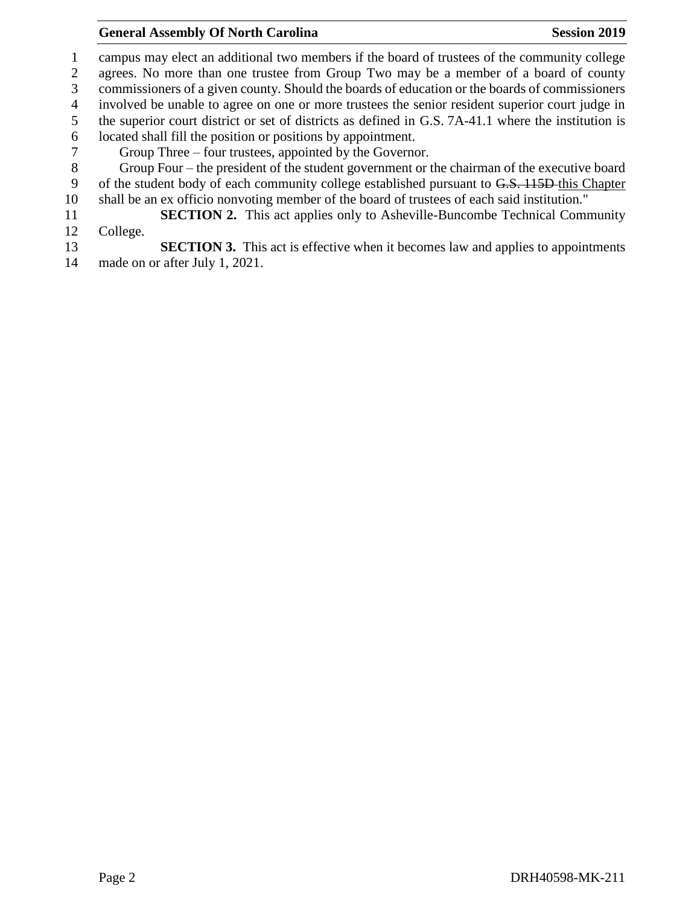campus may elect an additional two members if the board of trustees of the community college agrees. No more than one trustee from Group Two may be a member of a board of county commissioners of a given county. Should the boards of education or the boards of commissioners involved be unable to agree on one or more trustees the senior resident superior court judge in the superior court district or set of districts as defined in G.S. 7A-41.1 where the institution is located shall fill the position or positions by appointment.

Group Three – four trustees, appointed by the Governor.

Group Four – the president of the student government or the chairman of the executive board of the student body of each community college established pursuant to ~~G.S. 115D~~ this Chapter shall be an ex officio nonvoting member of the board of trustees of each said institution."

**SECTION 2.** This act applies only to Asheville-Buncombe Technical Community College.

**SECTION 3.** This act is effective when it becomes law and applies to appointments made on or after July 1, 2021.